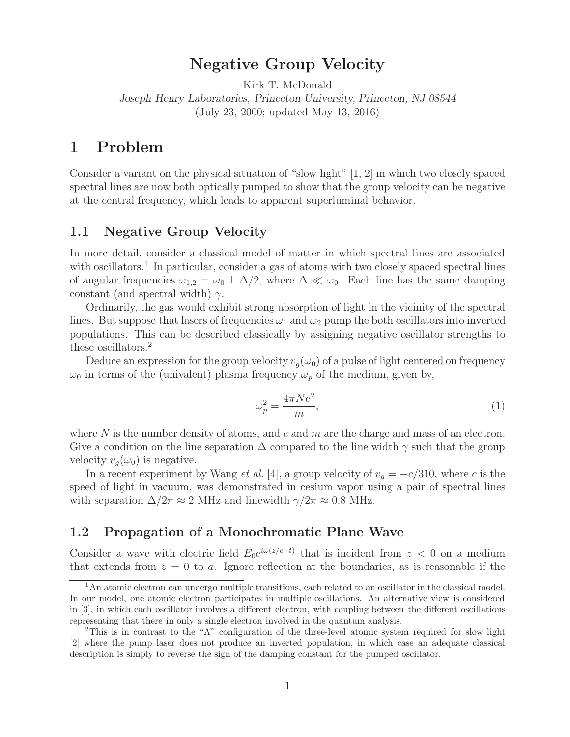# Negative Group Velocity

Kirk T. McDonald

*Joseph Henry Laboratories, Princeton University, Princeton, NJ 08544*

(July 23, 2000; updated May 13, 2016)

## 1 Problem

Consider a variant on the physical situation of "slow light" [1, 2] in which two closely spaced spectral lines are now both optically pumped to show that the group velocity can be negative at the central frequency, which leads to apparent superluminal behavior.

### 1.1 Negative Group Velocity

In more detail, consider a classical model of matter in which spectral lines are associated with oscillators.[1] In particular, consider a gas of atoms with two closely spaced spectral lines of angular frequencies $\omega_{1,2} = \omega_0 \pm \Delta/2$, where $\Delta \ll \omega_0$. Each line has the same damping constant (and spectral width) $\gamma$.

Ordinarily, the gas would exhibit strong absorption of light in the vicinity of the spectral lines. But suppose that lasers of frequencies $\omega_1$ and $\omega_2$ pump the both oscillators into inverted populations. This can be described classically by assigning negative oscillator strengths to these oscillators.[2]

Deduce an expression for the group velocity $v_g(\omega_0)$ of a pulse of light centered on frequency $\omega_0$ in terms of the (univalent) plasma frequency $\omega_p$ of the medium, given by,

$$\omega_p^2 = \frac{4\pi N e^2}{m}, \tag{1}$$

where $N$ is the number density of atoms, and $e$ and $m$ are the charge and mass of an electron. Give a condition on the line separation $\Delta$ compared to the line width $\gamma$ such that the group velocity $v_g(\omega_0)$ is negative.

In a recent experiment by Wang *et al.* [4], a group velocity of $v_g = -c/310$, where $c$ is the speed of light in vacuum, was demonstrated in cesium vapor using a pair of spectral lines with separation $\Delta/2\pi \approx 2$ MHz and linewidth $\gamma/2\pi \approx 0.8$ MHz.

### 1.2 Propagation of a Monochromatic Plane Wave

Consider a wave with electric field $E_0 e^{i\omega(z/c-t)}$ that is incident from $z < 0$ on a medium that extends from $z = 0$ to $a$. Ignore reflection at the boundaries, as is reasonable if the

---

[1] An atomic electron can undergo multiple transitions, each related to an oscillator in the classical model. In our model, one atomic electron participates in multiple oscillations. An alternative view is considered in [3], in which each oscillator involves a different electron, with coupling between the different oscillations representing that there in only a single electron involved in the quantum analysis.

[2] This is in contrast to the "Λ" configuration of the three-level atomic system required for slow light [2] where the pump laser does not produce an inverted population, in which case an adequate classical description is simply to reverse the sign of the damping constant for the pumped oscillator.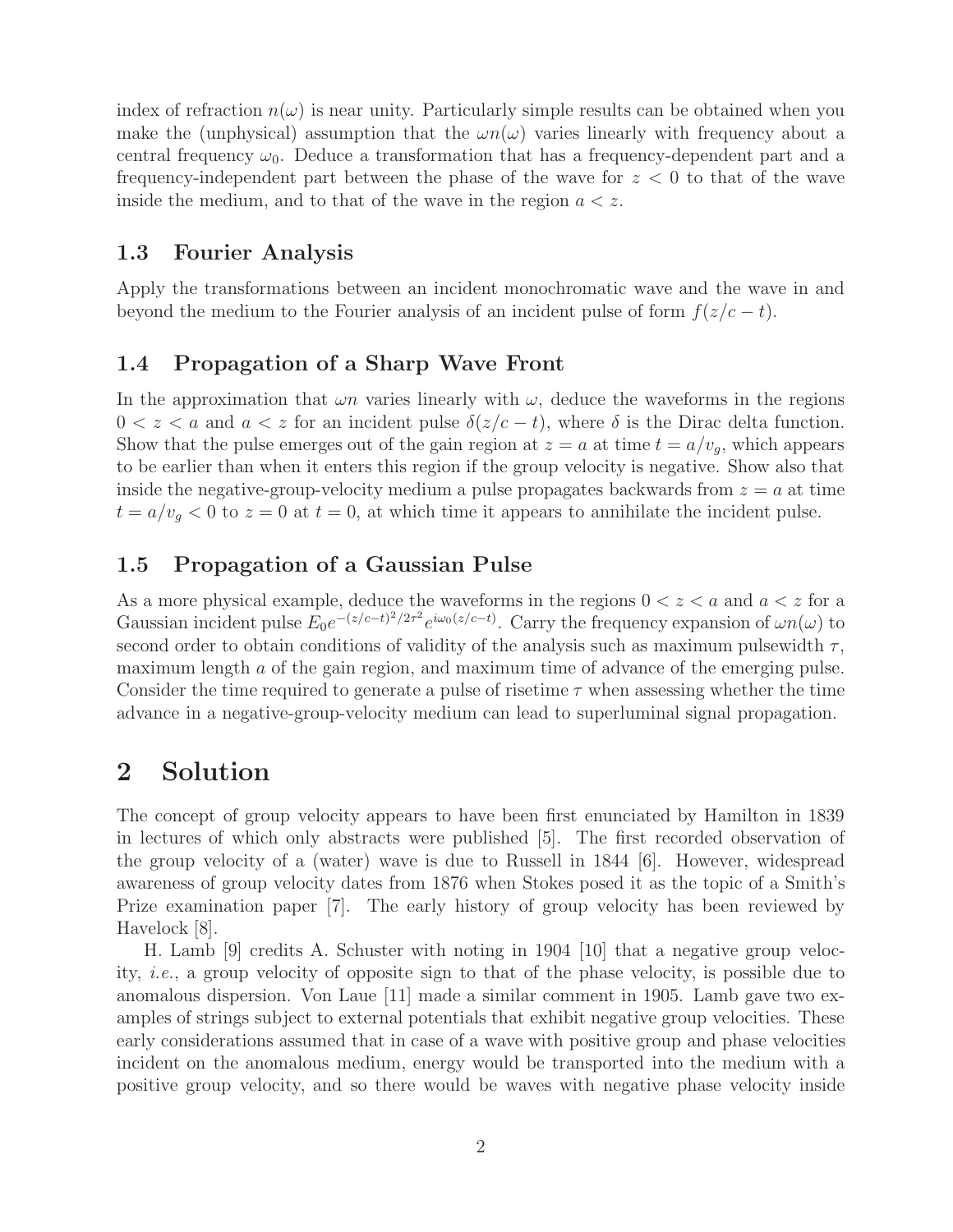index of refraction $n(\omega)$ is near unity. Particularly simple results can be obtained when you make the (unphysical) assumption that the $\omega n(\omega)$ varies linearly with frequency about a central frequency $\omega_0$. Deduce a transformation that has a frequency-dependent part and a frequency-independent part between the phase of the wave for $z < 0$ to that of the wave inside the medium, and to that of the wave in the region $a < z$.

### 1.3 Fourier Analysis

Apply the transformations between an incident monochromatic wave and the wave in and beyond the medium to the Fourier analysis of an incident pulse of form $f(z/c - t)$.

### 1.4 Propagation of a Sharp Wave Front

In the approximation that $\omega n$ varies linearly with $\omega$, deduce the waveforms in the regions $0 < z < a$ and $a < z$ for an incident pulse $\delta(z/c - t)$, where $\delta$ is the Dirac delta function. Show that the pulse emerges out of the gain region at $z = a$ at time $t = a/v_g$, which appears to be earlier than when it enters this region if the group velocity is negative. Show also that inside the negative-group-velocity medium a pulse propagates backwards from $z = a$ at time $t = a/v_g < 0$ to $z = 0$ at $t = 0$, at which time it appears to annihilate the incident pulse.

### 1.5 Propagation of a Gaussian Pulse

As a more physical example, deduce the waveforms in the regions $0 < z < a$ and $a < z$ for a Gaussian incident pulse $E_0 e^{-(z/c-t)^2/2\tau^2} e^{i\omega_0(z/c-t)}$. Carry the frequency expansion of $\omega n(\omega)$ to second order to obtain conditions of validity of the analysis such as maximum pulsewidth $\tau$, maximum length $a$ of the gain region, and maximum time of advance of the emerging pulse. Consider the time required to generate a pulse of risetime $\tau$ when assessing whether the time advance in a negative-group-velocity medium can lead to superluminal signal propagation.

## 2 Solution

The concept of group velocity appears to have been first enunciated by Hamilton in 1839 in lectures of which only abstracts were published [5]. The first recorded observation of the group velocity of a (water) wave is due to Russell in 1844 [6]. However, widespread awareness of group velocity dates from 1876 when Stokes posed it as the topic of a Smith's Prize examination paper [7]. The early history of group velocity has been reviewed by Havelock [8].

H. Lamb [9] credits A. Schuster with noting in 1904 [10] that a negative group velocity, *i.e.*, a group velocity of opposite sign to that of the phase velocity, is possible due to anomalous dispersion. Von Laue [11] made a similar comment in 1905. Lamb gave two examples of strings subject to external potentials that exhibit negative group velocities. These early considerations assumed that in case of a wave with positive group and phase velocities incident on the anomalous medium, energy would be transported into the medium with a positive group velocity, and so there would be waves with negative phase velocity inside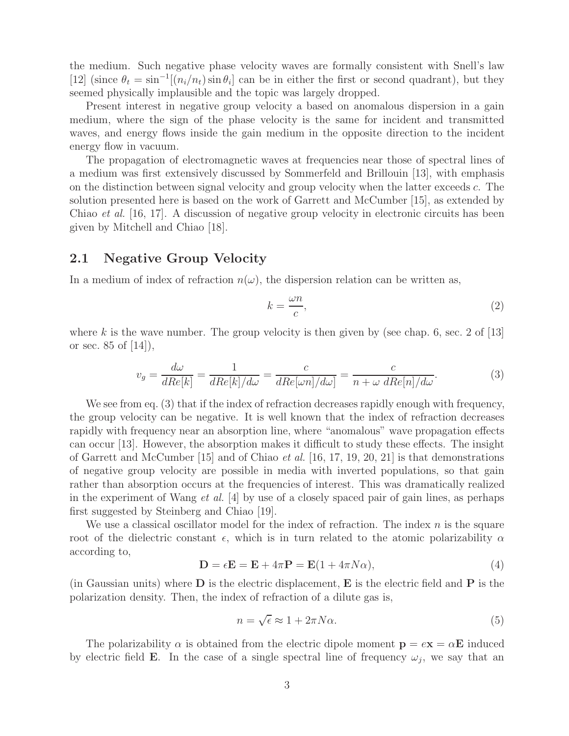the medium. Such negative phase velocity waves are formally consistent with Snell's law [12] (since $\theta_t = \sin^{-1}[(n_i/n_t)\sin\theta_i]$ can be in either the first or second quadrant), but they seemed physically implausible and the topic was largely dropped.

Present interest in negative group velocity a based on anomalous dispersion in a gain medium, where the sign of the phase velocity is the same for incident and transmitted waves, and energy flows inside the gain medium in the opposite direction to the incident energy flow in vacuum.

The propagation of electromagnetic waves at frequencies near those of spectral lines of a medium was first extensively discussed by Sommerfeld and Brillouin [13], with emphasis on the distinction between signal velocity and group velocity when the latter exceeds $c$. The solution presented here is based on the work of Garrett and McCumber [15], as extended by Chiao *et al.* [16, 17]. A discussion of negative group velocity in electronic circuits has been given by Mitchell and Chiao [18].

## 2.1 Negative Group Velocity

In a medium of index of refraction $n(\omega)$, the dispersion relation can be written as,

$$k = \frac{\omega n}{c}, \tag{2}$$

where $k$ is the wave number. The group velocity is then given by (see chap. 6, sec. 2 of [13] or sec. 85 of [14]),

$$v_g = \frac{d\omega}{dRe[k]} = \frac{1}{dRe[k]/d\omega} = \frac{c}{dRe[\omega n]/d\omega} = \frac{c}{n + \omega\ dRe[n]/d\omega}. \tag{3}$$

We see from eq. (3) that if the index of refraction decreases rapidly enough with frequency, the group velocity can be negative. It is well known that the index of refraction decreases rapidly with frequency near an absorption line, where "anomalous" wave propagation effects can occur [13]. However, the absorption makes it difficult to study these effects. The insight of Garrett and McCumber [15] and of Chiao *et al.* [16, 17, 19, 20, 21] is that demonstrations of negative group velocity are possible in media with inverted populations, so that gain rather than absorption occurs at the frequencies of interest. This was dramatically realized in the experiment of Wang *et al.* [4] by use of a closely spaced pair of gain lines, as perhaps first suggested by Steinberg and Chiao [19].

We use a classical oscillator model for the index of refraction. The index $n$ is the square root of the dielectric constant $\epsilon$, which is in turn related to the atomic polarizability $\alpha$ according to,

$$\mathbf{D} = \epsilon\mathbf{E} = \mathbf{E} + 4\pi\mathbf{P} = \mathbf{E}(1 + 4\pi N\alpha), \tag{4}$$

(in Gaussian units) where $\mathbf{D}$ is the electric displacement, $\mathbf{E}$ is the electric field and $\mathbf{P}$ is the polarization density. Then, the index of refraction of a dilute gas is,

$$n = \sqrt{\epsilon} \approx 1 + 2\pi N\alpha. \tag{5}$$

The polarizability $\alpha$ is obtained from the electric dipole moment $\mathbf{p} = e\mathbf{x} = \alpha\mathbf{E}$ induced by electric field $\mathbf{E}$. In the case of a single spectral line of frequency $\omega_j$, we say that an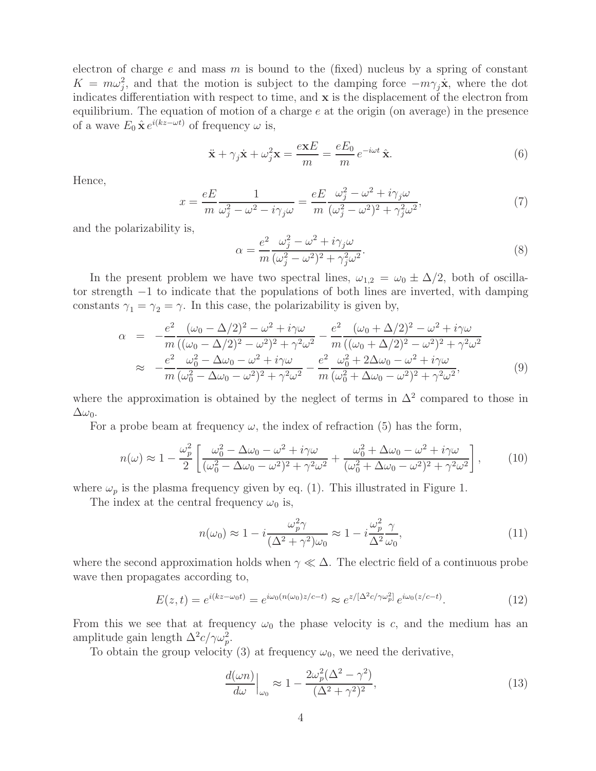electron of charge $e$ and mass $m$ is bound to the (fixed) nucleus by a spring of constant $K = m\omega_j^2$, and that the motion is subject to the damping force $-m\gamma_j\dot{\mathbf{x}}$, where the dot indicates differentiation with respect to time, and $\mathbf{x}$ is the displacement of the electron from equilibrium. The equation of motion of a charge $e$ at the origin (on average) in the presence of a wave $E_0\,\hat{\mathbf{x}}\,e^{i(kz-\omega t)}$ of frequency $\omega$ is,

$$\ddot{\mathbf{x}} + \gamma_j\dot{\mathbf{x}} + \omega_j^2\mathbf{x} = \frac{e\mathbf{x}E}{m} = \frac{eE_0}{m}\,e^{-i\omega t}\,\hat{\mathbf{x}}. \tag{6}$$

Hence,

$$x = \frac{eE}{m}\frac{1}{\omega_j^2 - \omega^2 - i\gamma_j\omega} = \frac{eE}{m}\frac{\omega_j^2 - \omega^2 + i\gamma_j\omega}{(\omega_j^2 - \omega^2)^2 + \gamma_j^2\omega^2}, \tag{7}$$

and the polarizability is,

$$\alpha = \frac{e^2}{m}\frac{\omega_j^2 - \omega^2 + i\gamma_j\omega}{(\omega_j^2 - \omega^2)^2 + \gamma_j^2\omega^2}. \tag{8}$$

In the present problem we have two spectral lines, $\omega_{1,2} = \omega_0 \pm \Delta/2$, both of oscillator strength $-1$ to indicate that the populations of both lines are inverted, with damping constants $\gamma_1 = \gamma_2 = \gamma$. In this case, the polarizability is given by,

$$\begin{aligned}
\alpha &= -\frac{e^2}{m}\frac{(\omega_0 - \Delta/2)^2 - \omega^2 + i\gamma\omega}{((\omega_0 - \Delta/2)^2 - \omega^2)^2 + \gamma^2\omega^2} - \frac{e^2}{m}\frac{(\omega_0 + \Delta/2)^2 - \omega^2 + i\gamma\omega}{((\omega_0 + \Delta/2)^2 - \omega^2)^2 + \gamma^2\omega^2} \\
&\approx -\frac{e^2}{m}\frac{\omega_0^2 - \Delta\omega_0 - \omega^2 + i\gamma\omega}{(\omega_0^2 - \Delta\omega_0 - \omega^2)^2 + \gamma^2\omega^2} - \frac{e^2}{m}\frac{\omega_0^2 + 2\Delta\omega_0 - \omega^2 + i\gamma\omega}{(\omega_0^2 + \Delta\omega_0 - \omega^2)^2 + \gamma^2\omega^2},
\end{aligned} \tag{9}$$

where the approximation is obtained by the neglect of terms in $\Delta^2$ compared to those in $\Delta\omega_0$.

For a probe beam at frequency $\omega$, the index of refraction (5) has the form,

$$n(\omega) \approx 1 - \frac{\omega_p^2}{2}\left[\frac{\omega_0^2 - \Delta\omega_0 - \omega^2 + i\gamma\omega}{(\omega_0^2 - \Delta\omega_0 - \omega^2)^2 + \gamma^2\omega^2} + \frac{\omega_0^2 + \Delta\omega_0 - \omega^2 + i\gamma\omega}{(\omega_0^2 + \Delta\omega_0 - \omega^2)^2 + \gamma^2\omega^2}\right], \tag{10}$$

where $\omega_p$ is the plasma frequency given by eq. (1). This illustrated in Figure 1.

The index at the central frequency $\omega_0$ is,

$$n(\omega_0) \approx 1 - i\frac{\omega_p^2\gamma}{(\Delta^2 + \gamma^2)\omega_0} \approx 1 - i\frac{\omega_p^2}{\Delta^2}\frac{\gamma}{\omega_0}, \tag{11}$$

where the second approximation holds when $\gamma \ll \Delta$. The electric field of a continuous probe wave then propagates according to,

$$E(z,t) = e^{i(kz-\omega_0 t)} = e^{i\omega_0(n(\omega_0)z/c - t)} \approx e^{z/[\Delta^2 c/\gamma\omega_p^2]}\,e^{i\omega_0(z/c-t)}. \tag{12}$$

From this we see that at frequency $\omega_0$ the phase velocity is $c$, and the medium has an amplitude gain length $\Delta^2 c/\gamma\omega_p^2$.

To obtain the group velocity (3) at frequency $\omega_0$, we need the derivative,

$$\left.\frac{d(\omega n)}{d\omega}\right|_{\omega_0} \approx 1 - \frac{2\omega_p^2(\Delta^2 - \gamma^2)}{(\Delta^2 + \gamma^2)^2}, \tag{13}$$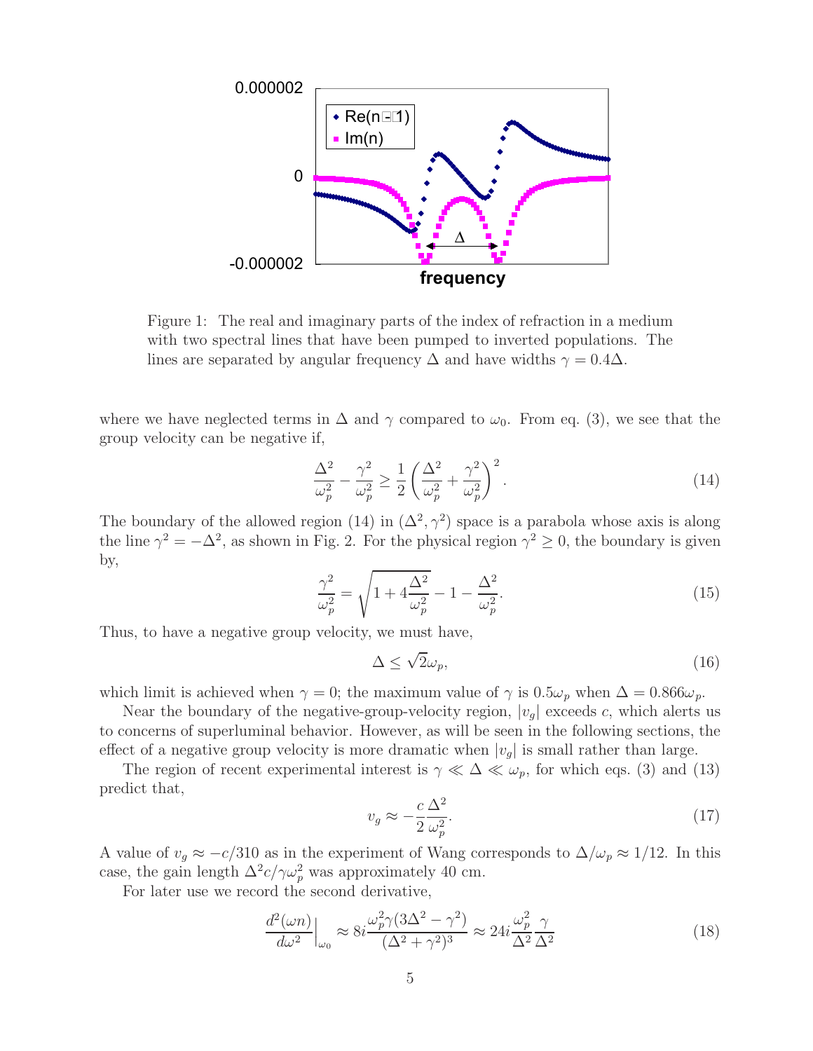Figure 1: The real and imaginary parts of the index of refraction in a medium with two spectral lines that have been pumped to inverted populations. The lines are separated by angular frequency $\Delta$ and have widths $\gamma = 0.4\Delta$.

where we have neglected terms in $\Delta$ and $\gamma$ compared to $\omega_0$. From eq. (3), we see that the group velocity can be negative if,

$$\frac{\Delta^2}{\omega_p^2} - \frac{\gamma^2}{\omega_p^2} \geq \frac{1}{2}\left(\frac{\Delta^2}{\omega_p^2} + \frac{\gamma^2}{\omega_p^2}\right)^2. \tag{14}$$

The boundary of the allowed region (14) in $(\Delta^2, \gamma^2)$ space is a parabola whose axis is along the line $\gamma^2 = -\Delta^2$, as shown in Fig. 2. For the physical region $\gamma^2 \geq 0$, the boundary is given by,

$$\frac{\gamma^2}{\omega_p^2} = \sqrt{1 + 4\frac{\Delta^2}{\omega_p^2}} - 1 - \frac{\Delta^2}{\omega_p^2}. \tag{15}$$

Thus, to have a negative group velocity, we must have,

$$\Delta \leq \sqrt{2}\omega_p, \tag{16}$$

which limit is achieved when $\gamma = 0$; the maximum value of $\gamma$ is $0.5\omega_p$ when $\Delta = 0.866\omega_p$.

Near the boundary of the negative-group-velocity region, $|v_g|$ exceeds $c$, which alerts us to concerns of superluminal behavior. However, as will be seen in the following sections, the effect of a negative group velocity is more dramatic when $|v_g|$ is small rather than large.

The region of recent experimental interest is $\gamma \ll \Delta \ll \omega_p$, for which eqs. (3) and (13) predict that,

$$v_g \approx -\frac{c}{2}\frac{\Delta^2}{\omega_p^2}. \tag{17}$$

A value of $v_g \approx -c/310$ as in the experiment of Wang corresponds to $\Delta/\omega_p \approx 1/12$. In this case, the gain length $\Delta^2 c/\gamma\omega_p^2$ was approximately 40 cm.

For later use we record the second derivative,

$$\left.\frac{d^2(\omega n)}{d\omega^2}\right|_{\omega_0} \approx 8i\frac{\omega_p^2\gamma(3\Delta^2 - \gamma^2)}{(\Delta^2 + \gamma^2)^3} \approx 24i\frac{\omega_p^2}{\Delta^2}\frac{\gamma}{\Delta^2} \tag{18}$$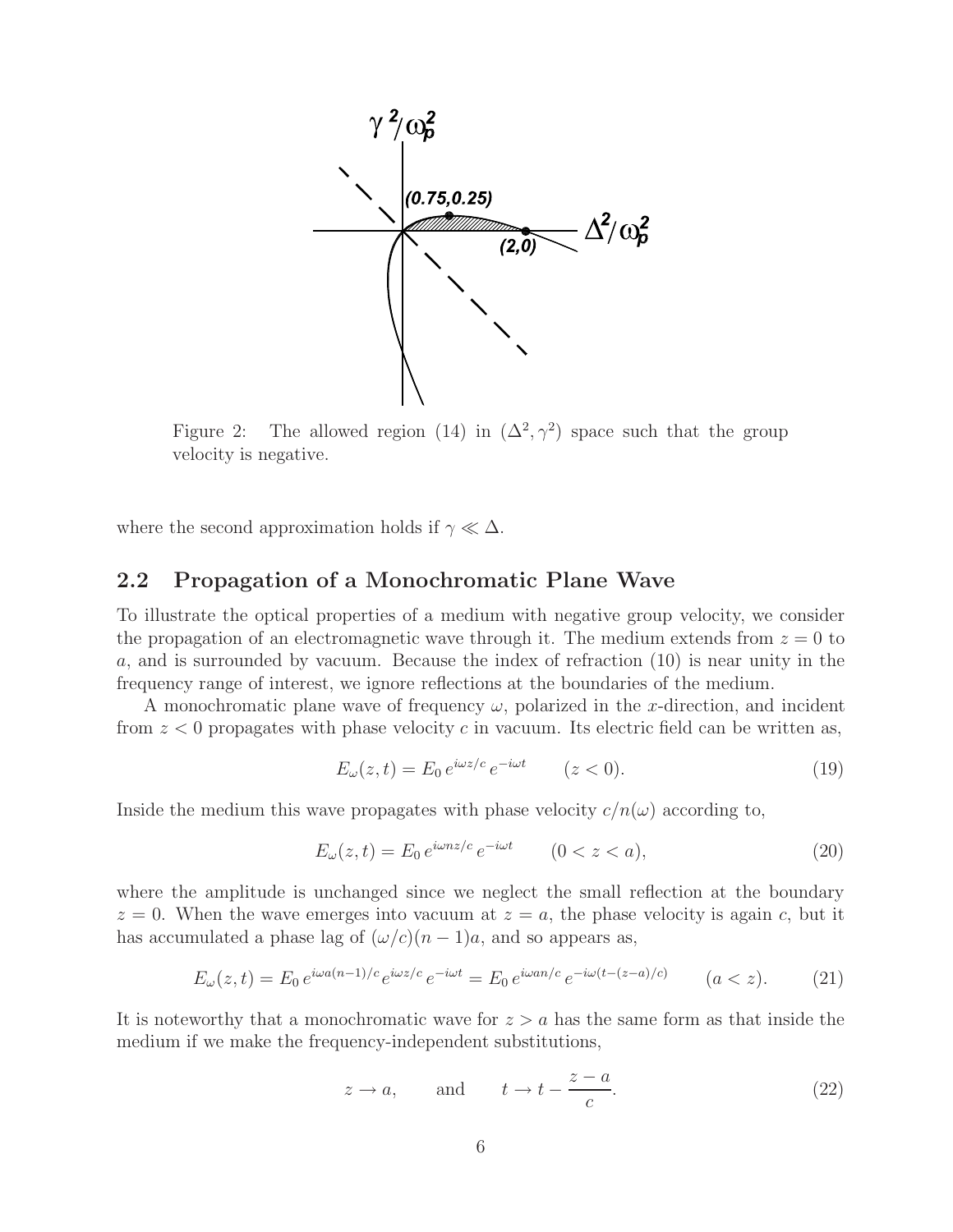Figure 2: The allowed region (14) in $(\Delta^2, \gamma^2)$ space such that the group velocity is negative.

where the second approximation holds if $\gamma \ll \Delta$.

## 2.2 Propagation of a Monochromatic Plane Wave

To illustrate the optical properties of a medium with negative group velocity, we consider the propagation of an electromagnetic wave through it. The medium extends from $z = 0$ to $a$, and is surrounded by vacuum. Because the index of refraction (10) is near unity in the frequency range of interest, we ignore reflections at the boundaries of the medium.

A monochromatic plane wave of frequency $\omega$, polarized in the $x$-direction, and incident from $z < 0$ propagates with phase velocity $c$ in vacuum. Its electric field can be written as,

$$E_\omega(z,t) = E_0\, e^{i\omega z/c}\, e^{-i\omega t} \qquad (z < 0). \tag{19}$$

Inside the medium this wave propagates with phase velocity $c/n(\omega)$ according to,

$$E_\omega(z,t) = E_0\, e^{i\omega n z/c}\, e^{-i\omega t} \qquad (0 < z < a), \tag{20}$$

where the amplitude is unchanged since we neglect the small reflection at the boundary $z = 0$. When the wave emerges into vacuum at $z = a$, the phase velocity is again $c$, but it has accumulated a phase lag of $(\omega/c)(n-1)a$, and so appears as,

$$E_\omega(z,t) = E_0\, e^{i\omega a(n-1)/c}\, e^{i\omega z/c}\, e^{-i\omega t} = E_0\, e^{i\omega a n/c}\, e^{-i\omega(t-(z-a)/c)} \qquad (a < z). \tag{21}$$

It is noteworthy that a monochromatic wave for $z > a$ has the same form as that inside the medium if we make the frequency-independent substitutions,

$$z \to a, \qquad \text{and} \qquad t \to t - \frac{z-a}{c}. \tag{22}$$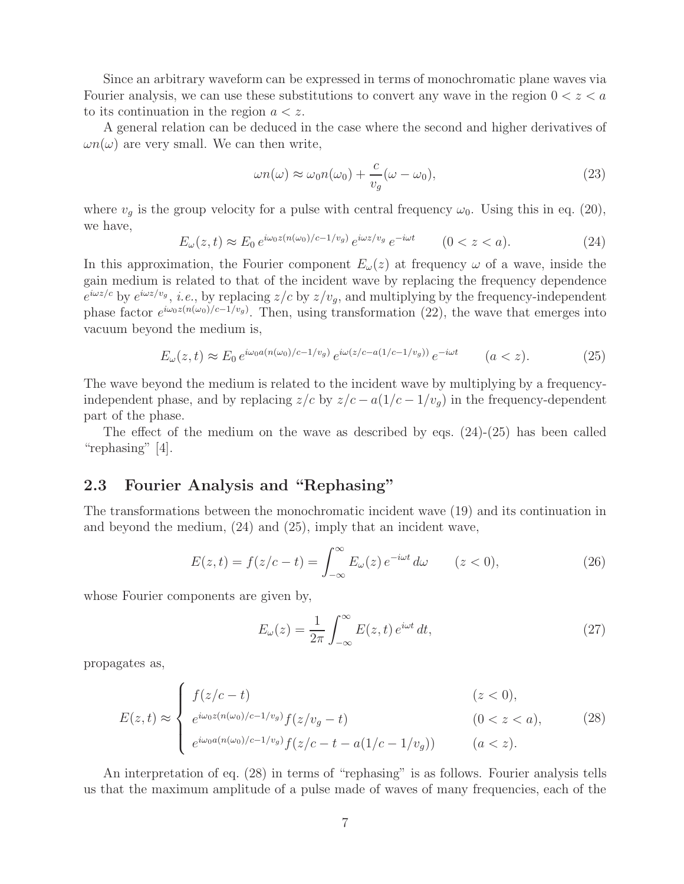Since an arbitrary waveform can be expressed in terms of monochromatic plane waves via Fourier analysis, we can use these substitutions to convert any wave in the region $0 < z < a$ to its continuation in the region $a < z$.

A general relation can be deduced in the case where the second and higher derivatives of $\omega n(\omega)$ are very small. We can then write,

$$\omega n(\omega) \approx \omega_0 n(\omega_0) + \frac{c}{v_g}(\omega - \omega_0), \tag{23}$$

where $v_g$ is the group velocity for a pulse with central frequency $\omega_0$. Using this in eq. (20), we have,

$$E_\omega(z,t) \approx E_0\, e^{i\omega_0 z(n(\omega_0)/c - 1/v_g)}\, e^{i\omega z/v_g}\, e^{-i\omega t} \qquad (0 < z < a). \tag{24}$$

In this approximation, the Fourier component $E_\omega(z)$ at frequency $\omega$ of a wave, inside the gain medium is related to that of the incident wave by replacing the frequency dependence $e^{i\omega z/c}$ by $e^{i\omega z/v_g}$, *i.e.*, by replacing $z/c$ by $z/v_g$, and multiplying by the frequency-independent phase factor $e^{i\omega_0 z(n(\omega_0)/c - 1/v_g)}$. Then, using transformation (22), the wave that emerges into vacuum beyond the medium is,

$$E_\omega(z,t) \approx E_0\, e^{i\omega_0 a(n(\omega_0)/c - 1/v_g)}\, e^{i\omega(z/c - a(1/c - 1/v_g))}\, e^{-i\omega t} \qquad (a < z). \tag{25}$$

The wave beyond the medium is related to the incident wave by multiplying by a frequency-independent phase, and by replacing $z/c$ by $z/c - a(1/c - 1/v_g)$ in the frequency-dependent part of the phase.

The effect of the medium on the wave as described by eqs. (24)-(25) has been called "rephasing" [4].

## 2.3 Fourier Analysis and "Rephasing"

The transformations between the monochromatic incident wave (19) and its continuation in and beyond the medium, (24) and (25), imply that an incident wave,

$$E(z,t) = f(z/c - t) = \int_{-\infty}^{\infty} E_\omega(z)\, e^{-i\omega t}\, d\omega \qquad (z < 0), \tag{26}$$

whose Fourier components are given by,

$$E_\omega(z) = \frac{1}{2\pi}\int_{-\infty}^{\infty} E(z,t)\, e^{i\omega t}\, dt, \tag{27}$$

propagates as,

$$E(z,t) \approx \begin{cases} f(z/c - t) & (z < 0), \\ e^{i\omega_0 z(n(\omega_0)/c - 1/v_g)} f(z/v_g - t) & (0 < z < a), \\ e^{i\omega_0 a(n(\omega_0)/c - 1/v_g)} f(z/c - t - a(1/c - 1/v_g)) & (a < z). \end{cases} \tag{28}$$

An interpretation of eq. (28) in terms of "rephasing" is as follows. Fourier analysis tells us that the maximum amplitude of a pulse made of waves of many frequencies, each of the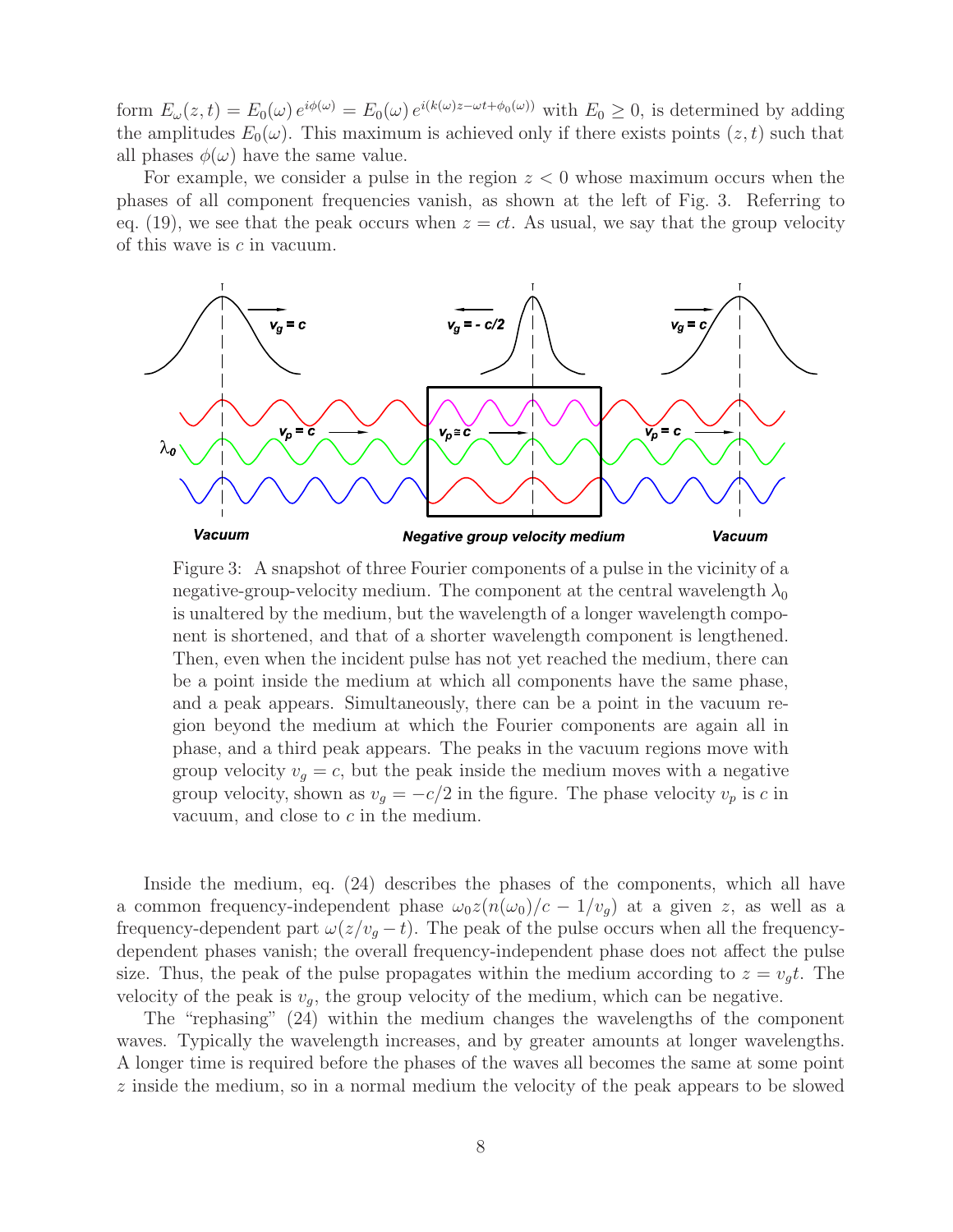form $E_\omega(z,t) = E_0(\omega)\, e^{i\phi(\omega)} = E_0(\omega)\, e^{i(k(\omega)z - \omega t + \phi_0(\omega))}$ with $E_0 \geq 0$, is determined by adding the amplitudes $E_0(\omega)$. This maximum is achieved only if there exists points $(z,t)$ such that all phases $\phi(\omega)$ have the same value.

For example, we consider a pulse in the region $z < 0$ whose maximum occurs when the phases of all component frequencies vanish, as shown at the left of Fig. 3. Referring to eq. (19), we see that the peak occurs when $z = ct$. As usual, we say that the group velocity of this wave is $c$ in vacuum.

Figure 3: A snapshot of three Fourier components of a pulse in the vicinity of a negative-group-velocity medium. The component at the central wavelength $\lambda_0$ is unaltered by the medium, but the wavelength of a longer wavelength component is shortened, and that of a shorter wavelength component is lengthened. Then, even when the incident pulse has not yet reached the medium, there can be a point inside the medium at which all components have the same phase, and a peak appears. Simultaneously, there can be a point in the vacuum region beyond the medium at which the Fourier components are again all in phase, and a third peak appears. The peaks in the vacuum regions move with group velocity $v_g = c$, but the peak inside the medium moves with a negative group velocity, shown as $v_g = -c/2$ in the figure. The phase velocity $v_p$ is $c$ in vacuum, and close to $c$ in the medium.

Inside the medium, eq. (24) describes the phases of the components, which all have a common frequency-independent phase $\omega_0 z(n(\omega_0)/c - 1/v_g)$ at a given $z$, as well as a frequency-dependent part $\omega(z/v_g - t)$. The peak of the pulse occurs when all the frequency-dependent phases vanish; the overall frequency-independent phase does not affect the pulse size. Thus, the peak of the pulse propagates within the medium according to $z = v_g t$. The velocity of the peak is $v_g$, the group velocity of the medium, which can be negative.

The "rephasing" (24) within the medium changes the wavelengths of the component waves. Typically the wavelength increases, and by greater amounts at longer wavelengths. A longer time is required before the phases of the waves all becomes the same at some point $z$ inside the medium, so in a normal medium the velocity of the peak appears to be slowed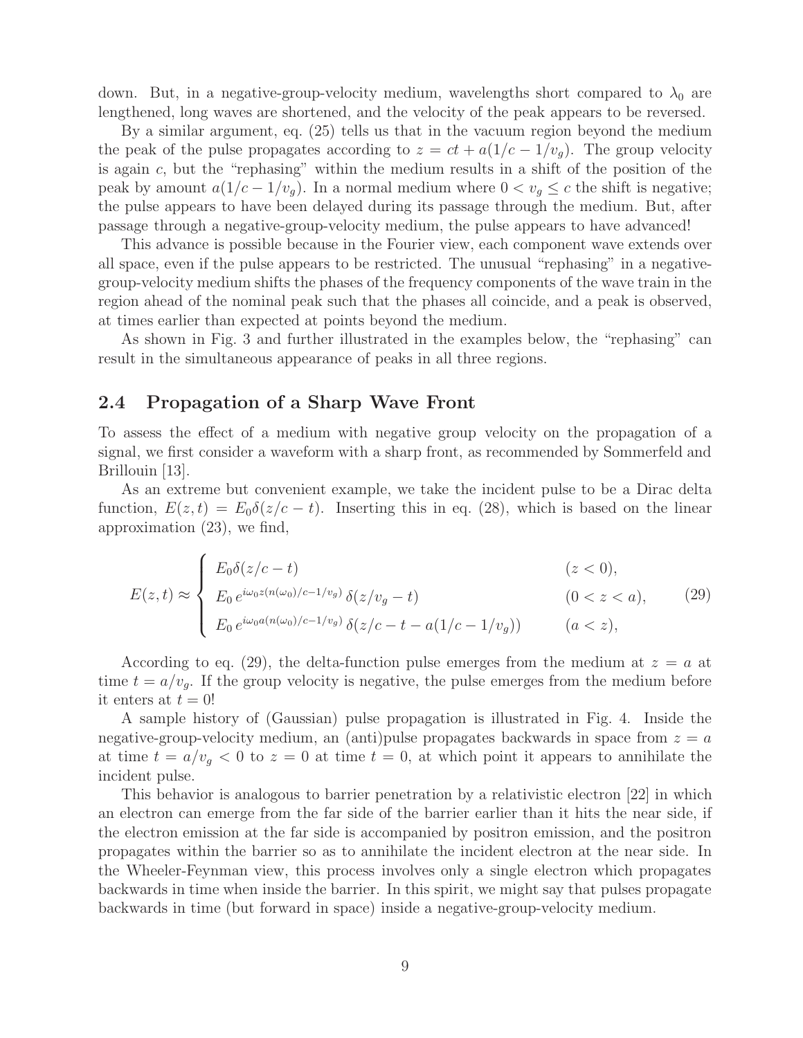down. But, in a negative-group-velocity medium, wavelengths short compared to $\lambda_0$ are lengthened, long waves are shortened, and the velocity of the peak appears to be reversed.

By a similar argument, eq. (25) tells us that in the vacuum region beyond the medium the peak of the pulse propagates according to $z = ct + a(1/c - 1/v_g)$. The group velocity is again $c$, but the "rephasing" within the medium results in a shift of the position of the peak by amount $a(1/c - 1/v_g)$. In a normal medium where $0 < v_g \leq c$ the shift is negative; the pulse appears to have been delayed during its passage through the medium. But, after passage through a negative-group-velocity medium, the pulse appears to have advanced!

This advance is possible because in the Fourier view, each component wave extends over all space, even if the pulse appears to be restricted. The unusual "rephasing" in a negative-group-velocity medium shifts the phases of the frequency components of the wave train in the region ahead of the nominal peak such that the phases all coincide, and a peak is observed, at times earlier than expected at points beyond the medium.

As shown in Fig. 3 and further illustrated in the examples below, the "rephasing" can result in the simultaneous appearance of peaks in all three regions.

## 2.4 Propagation of a Sharp Wave Front

To assess the effect of a medium with negative group velocity on the propagation of a signal, we first consider a waveform with a sharp front, as recommended by Sommerfeld and Brillouin [13].

As an extreme but convenient example, we take the incident pulse to be a Dirac delta function, $E(z,t) = E_0 \delta(z/c - t)$. Inserting this in eq. (28), which is based on the linear approximation (23), we find,

$$E(z,t) \approx \begin{cases} E_0 \delta(z/c - t) & (z < 0), \\ E_0 \, e^{i\omega_0 z(n(\omega_0)/c - 1/v_g)} \, \delta(z/v_g - t) & (0 < z < a), \\ E_0 \, e^{i\omega_0 a(n(\omega_0)/c - 1/v_g)} \, \delta(z/c - t - a(1/c - 1/v_g)) & (a < z), \end{cases} \tag{29}$$

According to eq. (29), the delta-function pulse emerges from the medium at $z = a$ at time $t = a/v_g$. If the group velocity is negative, the pulse emerges from the medium before it enters at $t = 0$!

A sample history of (Gaussian) pulse propagation is illustrated in Fig. 4. Inside the negative-group-velocity medium, an (anti)pulse propagates backwards in space from $z = a$ at time $t = a/v_g < 0$ to $z = 0$ at time $t = 0$, at which point it appears to annihilate the incident pulse.

This behavior is analogous to barrier penetration by a relativistic electron [22] in which an electron can emerge from the far side of the barrier earlier than it hits the near side, if the electron emission at the far side is accompanied by positron emission, and the positron propagates within the barrier so as to annihilate the incident electron at the near side. In the Wheeler-Feynman view, this process involves only a single electron which propagates backwards in time when inside the barrier. In this spirit, we might say that pulses propagate backwards in time (but forward in space) inside a negative-group-velocity medium.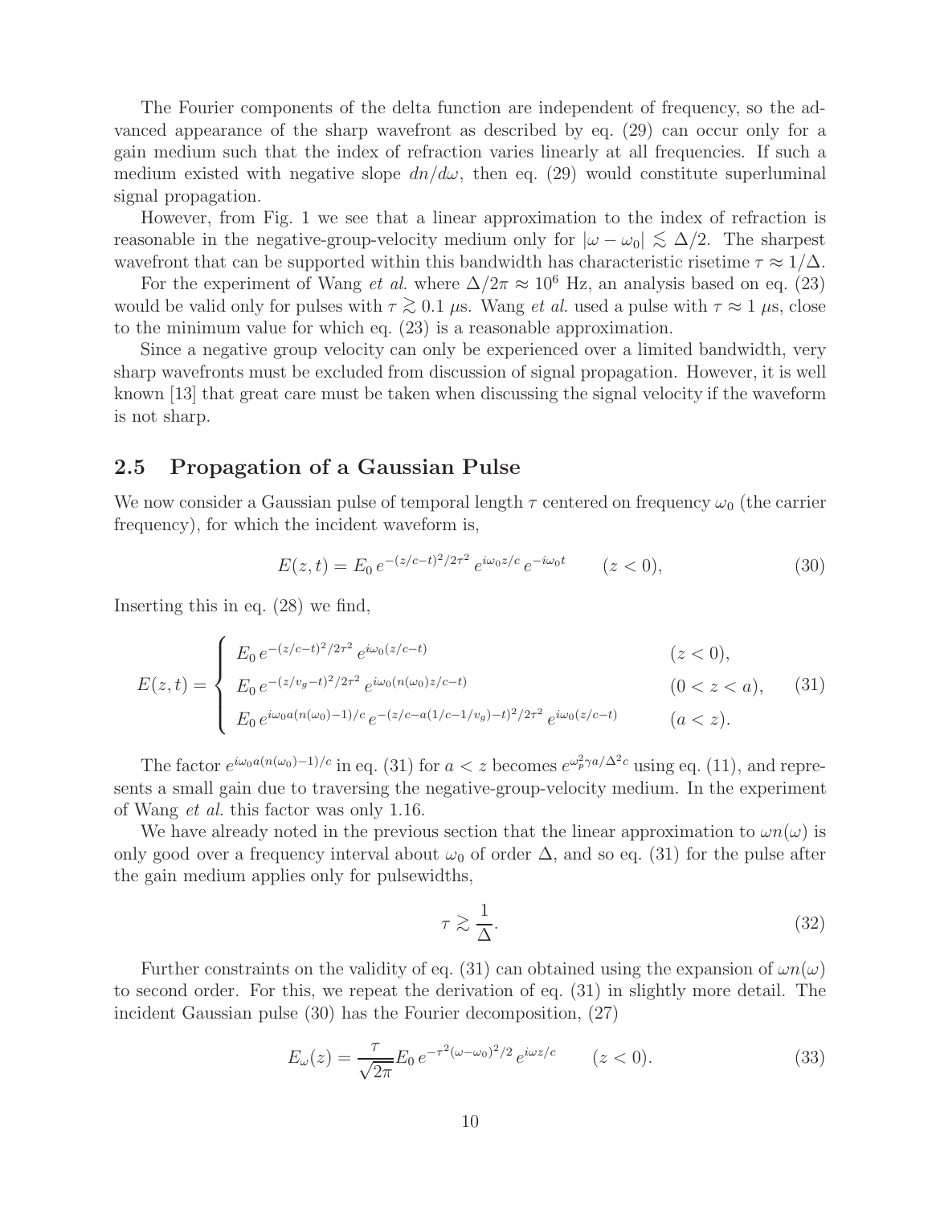The Fourier components of the delta function are independent of frequency, so the advanced appearance of the sharp wavefront as described by eq. (29) can occur only for a gain medium such that the index of refraction varies linearly at all frequencies. If such a medium existed with negative slope $dn/d\omega$, then eq. (29) would constitute superluminal signal propagation.

However, from Fig. 1 we see that a linear approximation to the index of refraction is reasonable in the negative-group-velocity medium only for $|\omega - \omega_0| \lesssim \Delta/2$. The sharpest wavefront that can be supported within this bandwidth has characteristic risetime $\tau \approx 1/\Delta$.

For the experiment of Wang *et al.* where $\Delta/2\pi \approx 10^6$ Hz, an analysis based on eq. (23) would be valid only for pulses with $\tau \gtrsim 0.1$ $\mu$s. Wang *et al.* used a pulse with $\tau \approx 1$ $\mu$s, close to the minimum value for which eq. (23) is a reasonable approximation.

Since a negative group velocity can only be experienced over a limited bandwidth, very sharp wavefronts must be excluded from discussion of signal propagation. However, it is well known [13] that great care must be taken when discussing the signal velocity if the waveform is not sharp.

## 2.5 Propagation of a Gaussian Pulse

We now consider a Gaussian pulse of temporal length $\tau$ centered on frequency $\omega_0$ (the carrier frequency), for which the incident waveform is,

$$E(z,t) = E_0\, e^{-(z/c-t)^2/2\tau^2}\, e^{i\omega_0 z/c}\, e^{-i\omega_0 t} \qquad (z < 0), \tag{30}$$

Inserting this in eq. (28) we find,

$$E(z,t) = \begin{cases} E_0\, e^{-(z/c-t)^2/2\tau^2}\, e^{i\omega_0(z/c-t)} & (z < 0), \\ E_0\, e^{-(z/v_g-t)^2/2\tau^2}\, e^{i\omega_0(n(\omega_0)z/c-t)} & (0 < z < a), \\ E_0\, e^{i\omega_0 a(n(\omega_0)-1)/c}\, e^{-(z/c-a(1/c-1/v_g)-t)^2/2\tau^2}\, e^{i\omega_0(z/c-t)} & (a < z). \end{cases} \tag{31}$$

The factor $e^{i\omega_0 a(n(\omega_0)-1)/c}$ in eq. (31) for $a < z$ becomes $e^{\omega_p^2\gamma a/\Delta^2 c}$ using eq. (11), and represents a small gain due to traversing the negative-group-velocity medium. In the experiment of Wang *et al.* this factor was only 1.16.

We have already noted in the previous section that the linear approximation to $\omega n(\omega)$ is only good over a frequency interval about $\omega_0$ of order $\Delta$, and so eq. (31) for the pulse after the gain medium applies only for pulsewidths,

$$\tau \gtrsim \frac{1}{\Delta}. \tag{32}$$

Further constraints on the validity of eq. (31) can obtained using the expansion of $\omega n(\omega)$ to second order. For this, we repeat the derivation of eq. (31) in slightly more detail. The incident Gaussian pulse (30) has the Fourier decomposition, (27)

$$E_\omega(z) = \frac{\tau}{\sqrt{2\pi}} E_0\, e^{-\tau^2(\omega-\omega_0)^2/2}\, e^{i\omega z/c} \qquad (z < 0). \tag{33}$$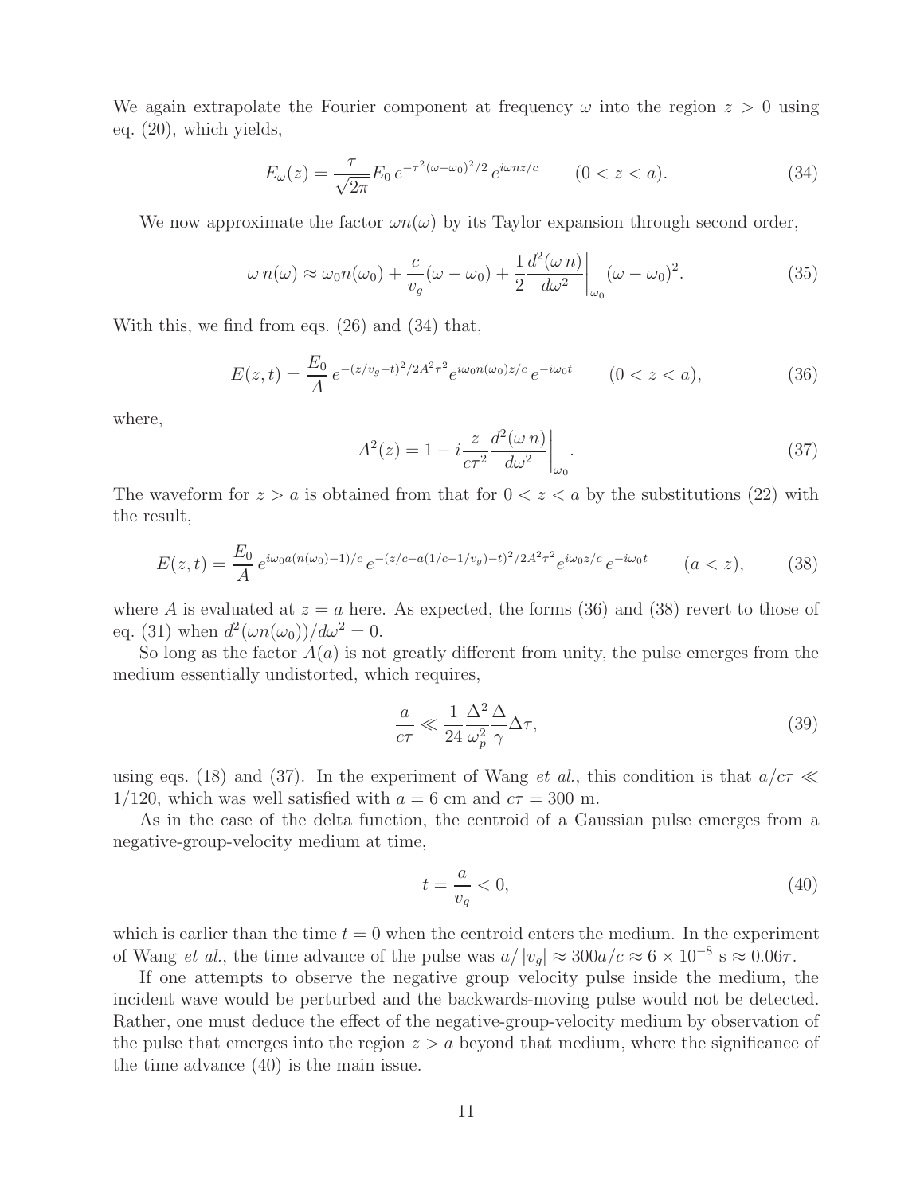We again extrapolate the Fourier component at frequency $\omega$ into the region $z > 0$ using eq. (20), which yields,

$$E_\omega(z) = \frac{\tau}{\sqrt{2\pi}} E_0 \, e^{-\tau^2(\omega-\omega_0)^2/2} \, e^{i\omega n z/c} \qquad (0 < z < a). \tag{34}$$

We now approximate the factor $\omega n(\omega)$ by its Taylor expansion through second order,

$$\omega \, n(\omega) \approx \omega_0 n(\omega_0) + \frac{c}{v_g}(\omega - \omega_0) + \frac{1}{2} \frac{d^2(\omega \, n)}{d\omega^2}\bigg|_{\omega_0} (\omega - \omega_0)^2. \tag{35}$$

With this, we find from eqs. (26) and (34) that,

$$E(z,t) = \frac{E_0}{A} \, e^{-(z/v_g - t)^2/2A^2\tau^2} e^{i\omega_0 n(\omega_0) z/c} \, e^{-i\omega_0 t} \qquad (0 < z < a), \tag{36}$$

where,

$$A^2(z) = 1 - i \frac{z}{c\tau^2} \frac{d^2(\omega \, n)}{d\omega^2}\bigg|_{\omega_0}. \tag{37}$$

The waveform for $z > a$ is obtained from that for $0 < z < a$ by the substitutions (22) with the result,

$$E(z,t) = \frac{E_0}{A} \, e^{i\omega_0 a(n(\omega_0)-1)/c} \, e^{-(z/c - a(1/c - 1/v_g) - t)^2/2A^2\tau^2} e^{i\omega_0 z/c} \, e^{-i\omega_0 t} \qquad (a < z), \tag{38}$$

where $A$ is evaluated at $z = a$ here. As expected, the forms (36) and (38) revert to those of eq. (31) when $d^2(\omega n(\omega_0))/d\omega^2 = 0$.

So long as the factor $A(a)$ is not greatly different from unity, the pulse emerges from the medium essentially undistorted, which requires,

$$\frac{a}{c\tau} \ll \frac{1}{24} \frac{\Delta^2}{\omega_p^2} \frac{\Delta}{\gamma} \Delta\tau, \tag{39}$$

using eqs. (18) and (37). In the experiment of Wang *et al.*, this condition is that $a/c\tau \ll 1/120$, which was well satisfied with $a = 6$ cm and $c\tau = 300$ m.

As in the case of the delta function, the centroid of a Gaussian pulse emerges from a negative-group-velocity medium at time,

$$t = \frac{a}{v_g} < 0, \tag{40}$$

which is earlier than the time $t = 0$ when the centroid enters the medium. In the experiment of Wang *et al.*, the time advance of the pulse was $a/|v_g| \approx 300a/c \approx 6 \times 10^{-8}$ s $\approx 0.06\tau$.

If one attempts to observe the negative group velocity pulse inside the medium, the incident wave would be perturbed and the backwards-moving pulse would not be detected. Rather, one must deduce the effect of the negative-group-velocity medium by observation of the pulse that emerges into the region $z > a$ beyond that medium, where the significance of the time advance (40) is the main issue.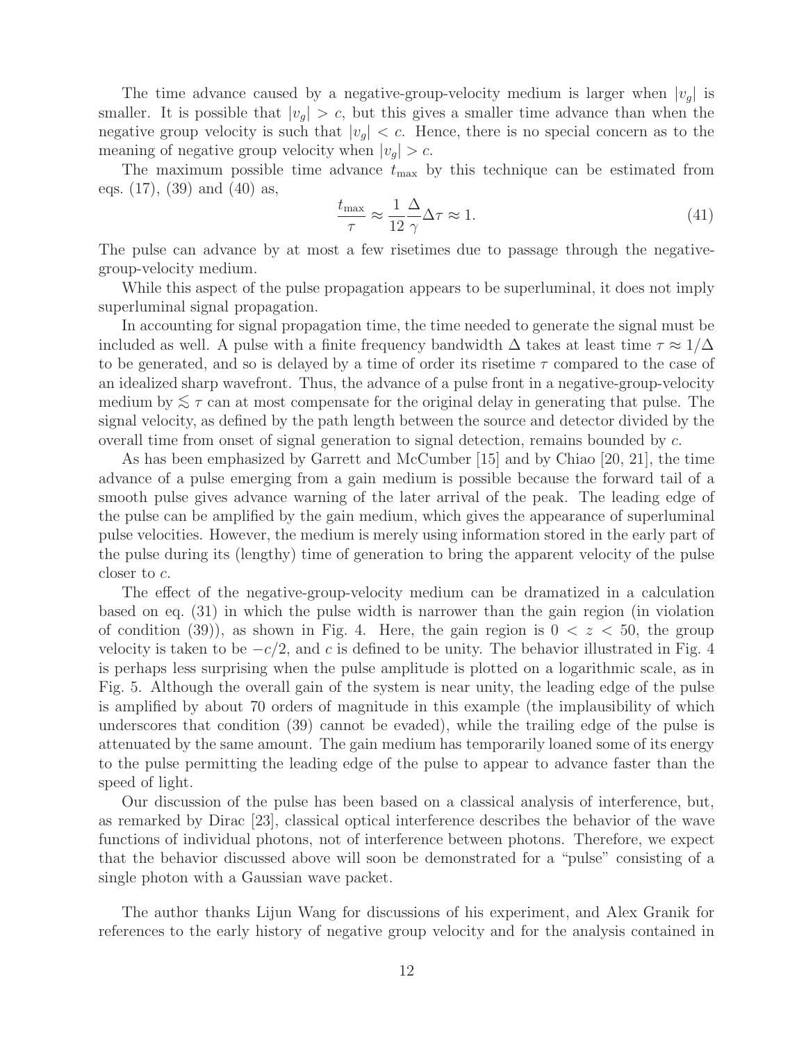The time advance caused by a negative-group-velocity medium is larger when $|v_g|$ is smaller. It is possible that $|v_g| > c$, but this gives a smaller time advance than when the negative group velocity is such that $|v_g| < c$. Hence, there is no special concern as to the meaning of negative group velocity when $|v_g| > c$.

The maximum possible time advance $t_{\max}$ by this technique can be estimated from eqs. (17), (39) and (40) as,

$$\frac{t_{\max}}{\tau} \approx \frac{1}{12}\frac{\Delta}{\gamma}\Delta\tau \approx 1. \tag{41}$$

The pulse can advance by at most a few risetimes due to passage through the negative-group-velocity medium.

While this aspect of the pulse propagation appears to be superluminal, it does not imply superluminal signal propagation.

In accounting for signal propagation time, the time needed to generate the signal must be included as well. A pulse with a finite frequency bandwidth $\Delta$ takes at least time $\tau \approx 1/\Delta$ to be generated, and so is delayed by a time of order its risetime $\tau$ compared to the case of an idealized sharp wavefront. Thus, the advance of a pulse front in a negative-group-velocity medium by $\lesssim \tau$ can at most compensate for the original delay in generating that pulse. The signal velocity, as defined by the path length between the source and detector divided by the overall time from onset of signal generation to signal detection, remains bounded by $c$.

As has been emphasized by Garrett and McCumber [15] and by Chiao [20, 21], the time advance of a pulse emerging from a gain medium is possible because the forward tail of a smooth pulse gives advance warning of the later arrival of the peak. The leading edge of the pulse can be amplified by the gain medium, which gives the appearance of superluminal pulse velocities. However, the medium is merely using information stored in the early part of the pulse during its (lengthy) time of generation to bring the apparent velocity of the pulse closer to $c$.

The effect of the negative-group-velocity medium can be dramatized in a calculation based on eq. (31) in which the pulse width is narrower than the gain region (in violation of condition (39)), as shown in Fig. 4. Here, the gain region is $0 < z < 50$, the group velocity is taken to be $-c/2$, and $c$ is defined to be unity. The behavior illustrated in Fig. 4 is perhaps less surprising when the pulse amplitude is plotted on a logarithmic scale, as in Fig. 5. Although the overall gain of the system is near unity, the leading edge of the pulse is amplified by about 70 orders of magnitude in this example (the implausibility of which underscores that condition (39) cannot be evaded), while the trailing edge of the pulse is attenuated by the same amount. The gain medium has temporarily loaned some of its energy to the pulse permitting the leading edge of the pulse to appear to advance faster than the speed of light.

Our discussion of the pulse has been based on a classical analysis of interference, but, as remarked by Dirac [23], classical optical interference describes the behavior of the wave functions of individual photons, not of interference between photons. Therefore, we expect that the behavior discussed above will soon be demonstrated for a "pulse" consisting of a single photon with a Gaussian wave packet.

The author thanks Lijun Wang for discussions of his experiment, and Alex Granik for references to the early history of negative group velocity and for the analysis contained in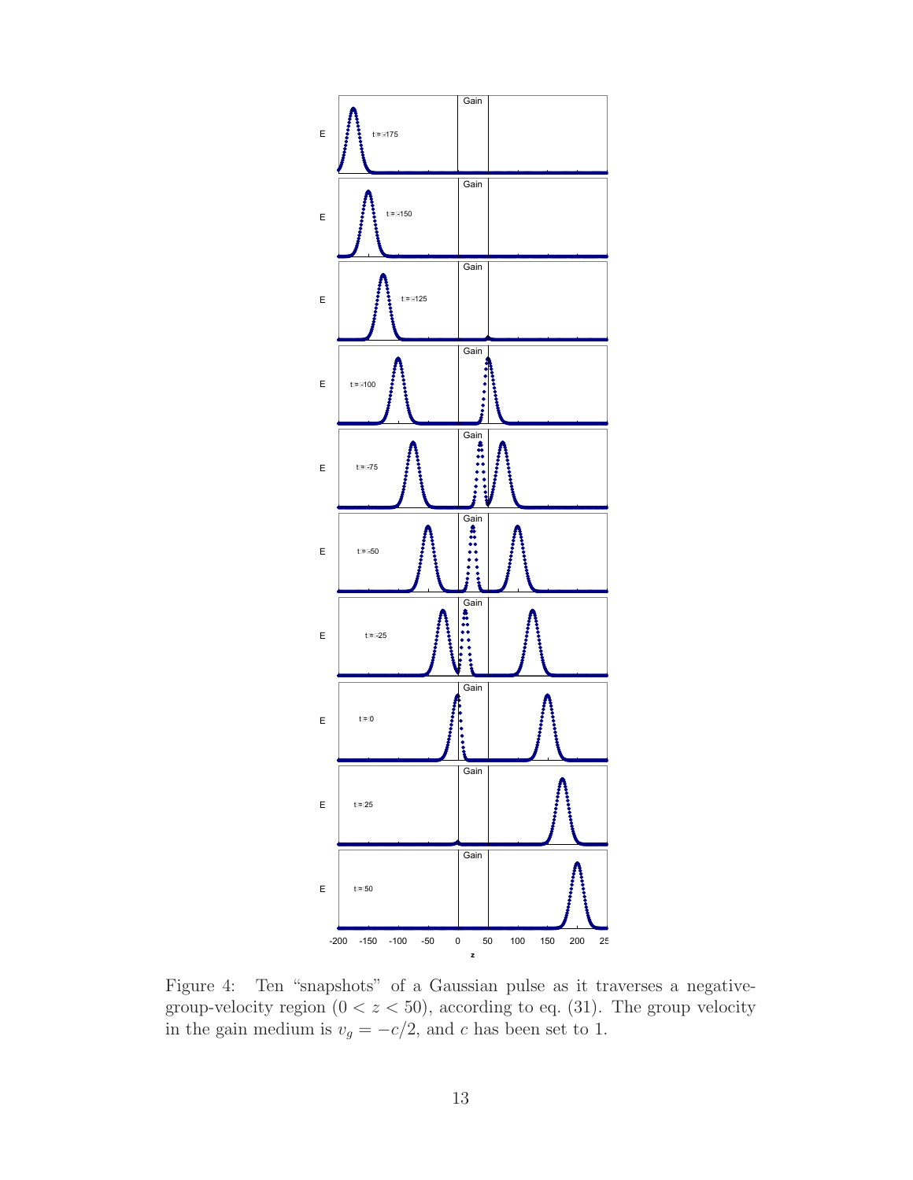Figure 4: Ten "snapshots" of a Gaussian pulse as it traverses a negative-group-velocity region ($0 < z < 50$), according to eq. (31). The group velocity in the gain medium is $v_g = -c/2$, and $c$ has been set to 1.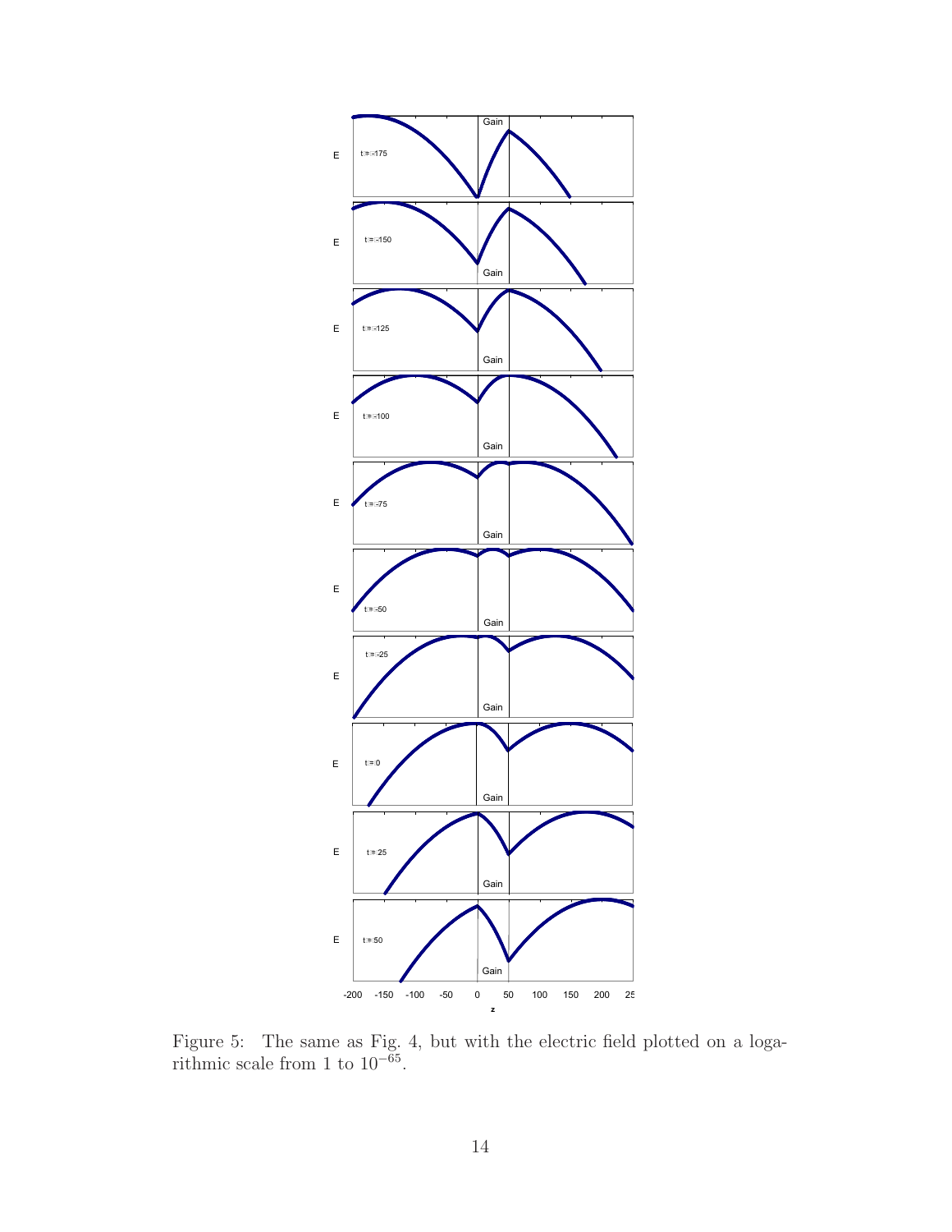Figure 5: The same as Fig. 4, but with the electric field plotted on a logarithmic scale from 1 to $10^{-65}$.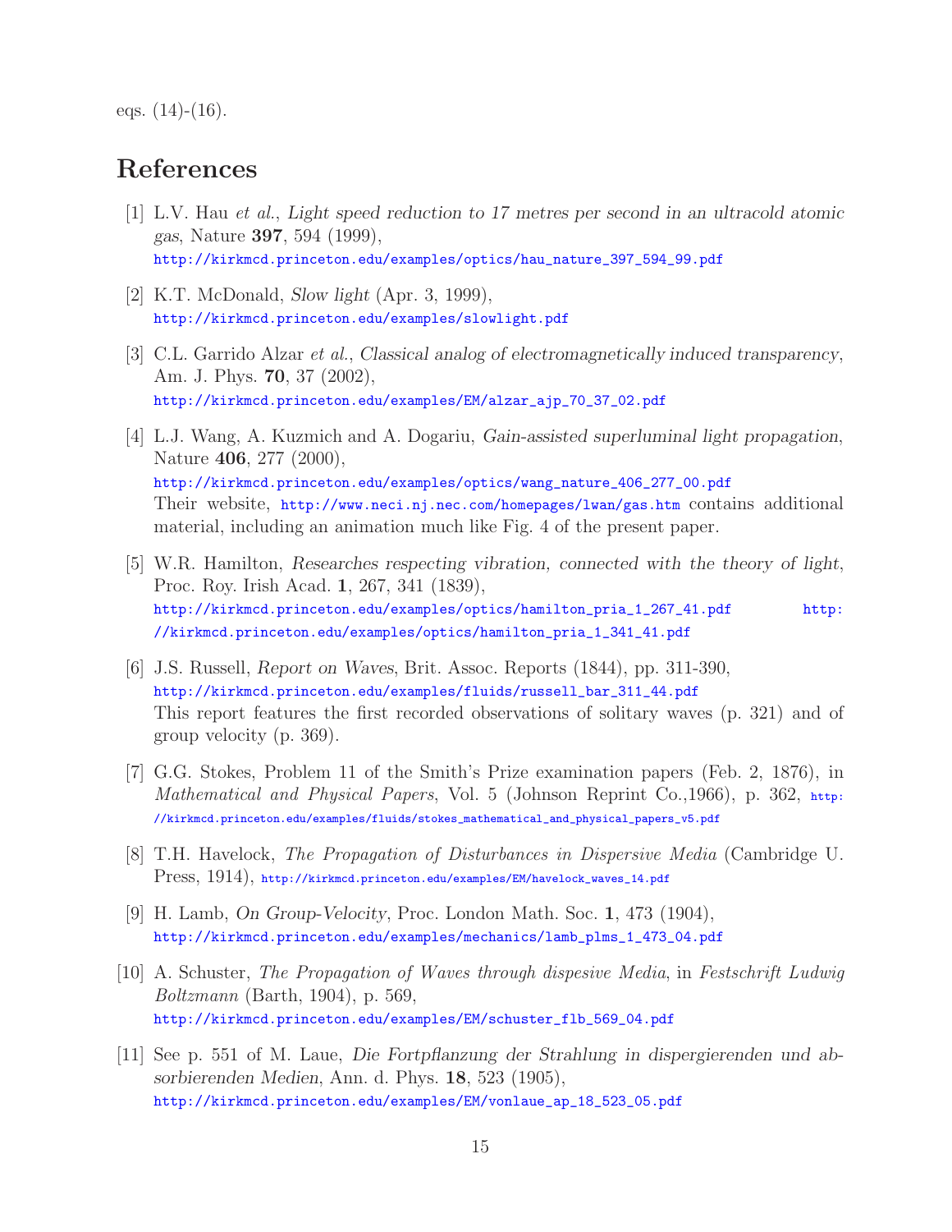eqs. (14)-(16).

## References

[1] L.V. Hau *et al.*, *Light speed reduction to 17 metres per second in an ultracold atomic gas*, Nature **397**, 594 (1999),
http://kirkmcd.princeton.edu/examples/optics/hau_nature_397_594_99.pdf

[2] K.T. McDonald, *Slow light* (Apr. 3, 1999),
http://kirkmcd.princeton.edu/examples/slowlight.pdf

[3] C.L. Garrido Alzar *et al.*, *Classical analog of electromagnetically induced transparency*, Am. J. Phys. **70**, 37 (2002),
http://kirkmcd.princeton.edu/examples/EM/alzar_ajp_70_37_02.pdf

[4] L.J. Wang, A. Kuzmich and A. Dogariu, *Gain-assisted superluminal light propagation*, Nature **406**, 277 (2000),
http://kirkmcd.princeton.edu/examples/optics/wang_nature_406_277_00.pdf
Their website, http://www.neci.nj.nec.com/homepages/lwan/gas.htm contains additional material, including an animation much like Fig. 4 of the present paper.

[5] W.R. Hamilton, *Researches respecting vibration, connected with the theory of light*, Proc. Roy. Irish Acad. **1**, 267, 341 (1839),
http://kirkmcd.princeton.edu/examples/optics/hamilton_pria_1_267_41.pdf http://kirkmcd.princeton.edu/examples/optics/hamilton_pria_1_341_41.pdf

[6] J.S. Russell, *Report on Waves*, Brit. Assoc. Reports (1844), pp. 311-390,
http://kirkmcd.princeton.edu/examples/fluids/russell_bar_311_44.pdf
This report features the first recorded observations of solitary waves (p. 321) and of group velocity (p. 369).

[7] G.G. Stokes, Problem 11 of the Smith's Prize examination papers (Feb. 2, 1876), in *Mathematical and Physical Papers*, Vol. 5 (Johnson Reprint Co.,1966), p. 362, http://kirkmcd.princeton.edu/examples/fluids/stokes_mathematical_and_physical_papers_v5.pdf

[8] T.H. Havelock, *The Propagation of Disturbances in Dispersive Media* (Cambridge U. Press, 1914), http://kirkmcd.princeton.edu/examples/EM/havelock_waves_14.pdf

[9] H. Lamb, *On Group-Velocity*, Proc. London Math. Soc. **1**, 473 (1904),
http://kirkmcd.princeton.edu/examples/mechanics/lamb_plms_1_473_04.pdf

[10] A. Schuster, *The Propagation of Waves through dispesive Media*, in *Festschrift Ludwig Boltzmann* (Barth, 1904), p. 569,
http://kirkmcd.princeton.edu/examples/EM/schuster_flb_569_04.pdf

[11] See p. 551 of M. Laue, *Die Fortpflanzung der Strahlung in dispergierenden und absorbierenden Medien*, Ann. d. Phys. **18**, 523 (1905),
http://kirkmcd.princeton.edu/examples/EM/vonlaue_ap_18_523_05.pdf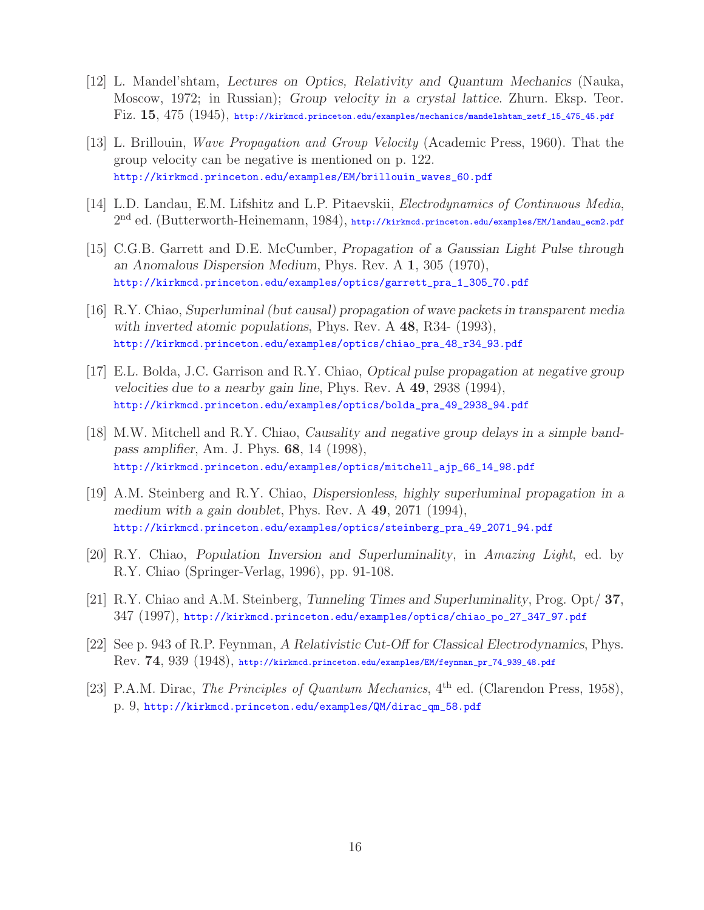[12] L. Mandel'shtam, *Lectures on Optics, Relativity and Quantum Mechanics* (Nauka, Moscow, 1972; in Russian); *Group velocity in a crystal lattice*. Zhurn. Eksp. Teor. Fiz. **15**, 475 (1945), http://kirkmcd.princeton.edu/examples/mechanics/mandelshtam_zetf_15_475_45.pdf

[13] L. Brillouin, *Wave Propagation and Group Velocity* (Academic Press, 1960). That the group velocity can be negative is mentioned on p. 122. http://kirkmcd.princeton.edu/examples/EM/brillouin_waves_60.pdf

[14] L.D. Landau, E.M. Lifshitz and L.P. Pitaevskii, *Electrodynamics of Continuous Media*, 2nd ed. (Butterworth-Heinemann, 1984), http://kirkmcd.princeton.edu/examples/EM/landau_ecm2.pdf

[15] C.G.B. Garrett and D.E. McCumber, *Propagation of a Gaussian Light Pulse through an Anomalous Dispersion Medium*, Phys. Rev. A **1**, 305 (1970), http://kirkmcd.princeton.edu/examples/optics/garrett_pra_1_305_70.pdf

[16] R.Y. Chiao, *Superluminal (but causal) propagation of wave packets in transparent media with inverted atomic populations*, Phys. Rev. A **48**, R34- (1993), http://kirkmcd.princeton.edu/examples/optics/chiao_pra_48_r34_93.pdf

[17] E.L. Bolda, J.C. Garrison and R.Y. Chiao, *Optical pulse propagation at negative group velocities due to a nearby gain line*, Phys. Rev. A **49**, 2938 (1994), http://kirkmcd.princeton.edu/examples/optics/bolda_pra_49_2938_94.pdf

[18] M.W. Mitchell and R.Y. Chiao, *Causality and negative group delays in a simple bandpass amplifier*, Am. J. Phys. **68**, 14 (1998), http://kirkmcd.princeton.edu/examples/optics/mitchell_ajp_66_14_98.pdf

[19] A.M. Steinberg and R.Y. Chiao, *Dispersionless, highly superluminal propagation in a medium with a gain doublet*, Phys. Rev. A **49**, 2071 (1994), http://kirkmcd.princeton.edu/examples/optics/steinberg_pra_49_2071_94.pdf

[20] R.Y. Chiao, *Population Inversion and Superluminality*, in *Amazing Light*, ed. by R.Y. Chiao (Springer-Verlag, 1996), pp. 91-108.

[21] R.Y. Chiao and A.M. Steinberg, *Tunneling Times and Superluminality*, Prog. Opt/ **37**, 347 (1997), http://kirkmcd.princeton.edu/examples/optics/chiao_po_27_347_97.pdf

[22] See p. 943 of R.P. Feynman, *A Relativistic Cut-Off for Classical Electrodynamics*, Phys. Rev. **74**, 939 (1948), http://kirkmcd.princeton.edu/examples/EM/feynman_pr_74_939_48.pdf

[23] P.A.M. Dirac, *The Principles of Quantum Mechanics*, 4th ed. (Clarendon Press, 1958), p. 9, http://kirkmcd.princeton.edu/examples/QM/dirac_qm_58.pdf